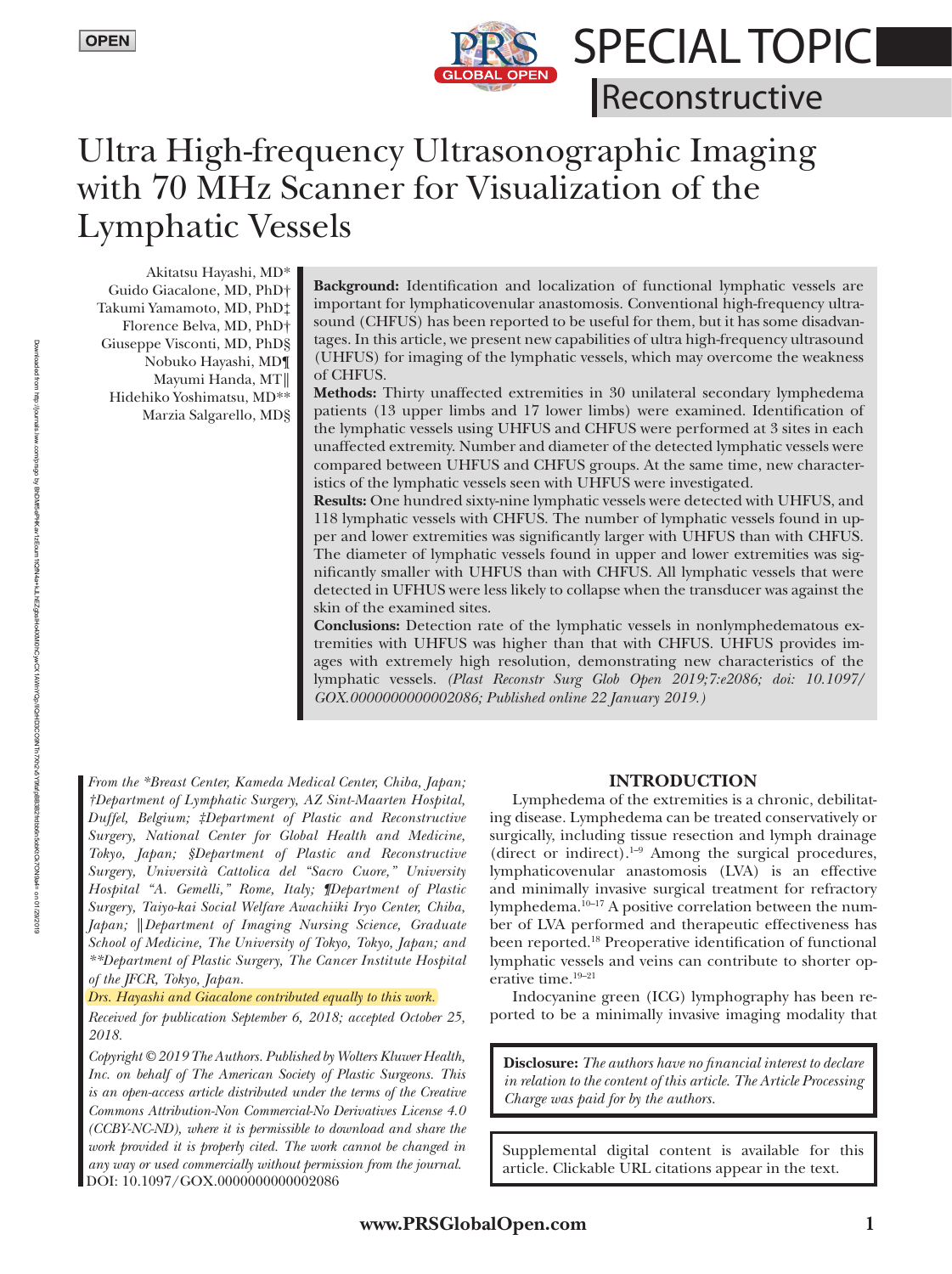OPEN

# SPECIAL TOPIC

## Reconstructive

# Ultra High-frequency Ultrasonographic Imaging with 70 MHz Scanner for Visualization of the Lymphatic Vessels

Akitatsu Hayashi, MD*
Guido Giacalone, MD, PhD†
Takumi Yamamoto, MD, PhD‡
Florence Belva, MD, PhD†
Giuseppe Visconti, MD, PhD§
Nobuko Hayashi, MD¶
Mayumi Handa, MT‖
Hidehiko Yoshimatsu, MD**
Marzia Salgarello, MD§

**Background:** Identification and localization of functional lymphatic vessels are important for lymphaticovenular anastomosis. Conventional high-frequency ultrasound (CHFUS) has been reported to be useful for them, but it has some disadvantages. In this article, we present new capabilities of ultra high-frequency ultrasound (UHFUS) for imaging of the lymphatic vessels, which may overcome the weakness of CHFUS.

**Methods:** Thirty unaffected extremities in 30 unilateral secondary lymphedema patients (13 upper limbs and 17 lower limbs) were examined. Identification of the lymphatic vessels using UHFUS and CHFUS were performed at 3 sites in each unaffected extremity. Number and diameter of the detected lymphatic vessels were compared between UHFUS and CHFUS groups. At the same time, new characteristics of the lymphatic vessels seen with UHFUS were investigated.

**Results:** One hundred sixty-nine lymphatic vessels were detected with UHFUS, and 118 lymphatic vessels with CHFUS. The number of lymphatic vessels found in upper and lower extremities was significantly larger with UHFUS than with CHFUS. The diameter of lymphatic vessels found in upper and lower extremities was significantly smaller with UHFUS than with CHFUS. All lymphatic vessels that were detected in UFHUS were less likely to collapse when the transducer was against the skin of the examined sites.

**Conclusions:** Detection rate of the lymphatic vessels in nonlymphedematous extremities with UHFUS was higher than that with CHFUS. UHFUS provides images with extremely high resolution, demonstrating new characteristics of the lymphatic vessels. *(Plast Reconstr Surg Glob Open 2019;7:e2086; doi: 10.1097/GOX.0000000000002086; Published online 22 January 2019.)*

*From the \*Breast Center, Kameda Medical Center, Chiba, Japan; †Department of Lymphatic Surgery, AZ Sint-Maarten Hospital, Duffel, Belgium; ‡Department of Plastic and Reconstructive Surgery, National Center for Global Health and Medicine, Tokyo, Japan; §Department of Plastic and Reconstructive Surgery, Università Cattolica del "Sacro Cuore," University Hospital "A. Gemelli," Rome, Italy; ¶Department of Plastic Surgery, Taiyo-kai Social Welfare Awachiiki Iryo Center, Chiba, Japan; ‖Department of Imaging Nursing Science, Graduate School of Medicine, The University of Tokyo, Tokyo, Japan; and \*\*Department of Plastic Surgery, The Cancer Institute Hospital of the JFCR, Tokyo, Japan.*

*Drs. Hayashi and Giacalone contributed equally to this work.*

*Received for publication September 6, 2018; accepted October 25, 2018.*

*Copyright © 2019 The Authors. Published by Wolters Kluwer Health, Inc. on behalf of The American Society of Plastic Surgeons. This is an open-access article distributed under the terms of the Creative Commons Attribution-Non Commercial-No Derivatives License 4.0 (CCBY-NC-ND), where it is permissible to download and share the work provided it is properly cited. The work cannot be changed in any way or used commercially without permission from the journal.*
DOI: 10.1097/GOX.0000000000002086

## INTRODUCTION

Lymphedema of the extremities is a chronic, debilitating disease. Lymphedema can be treated conservatively or surgically, including tissue resection and lymph drainage (direct or indirect).[1–9] Among the surgical procedures, lymphaticovenular anastomosis (LVA) is an effective and minimally invasive surgical treatment for refractory lymphedema.[10–17] A positive correlation between the number of LVA performed and therapeutic effectiveness has been reported.[18] Preoperative identification of functional lymphatic vessels and veins can contribute to shorter operative time.[19–21]

Indocyanine green (ICG) lymphography has been reported to be a minimally invasive imaging modality that

**Disclosure:** *The authors have no financial interest to declare in relation to the content of this article. The Article Processing Charge was paid for by the authors.*

Supplemental digital content is available for this article. Clickable URL citations appear in the text.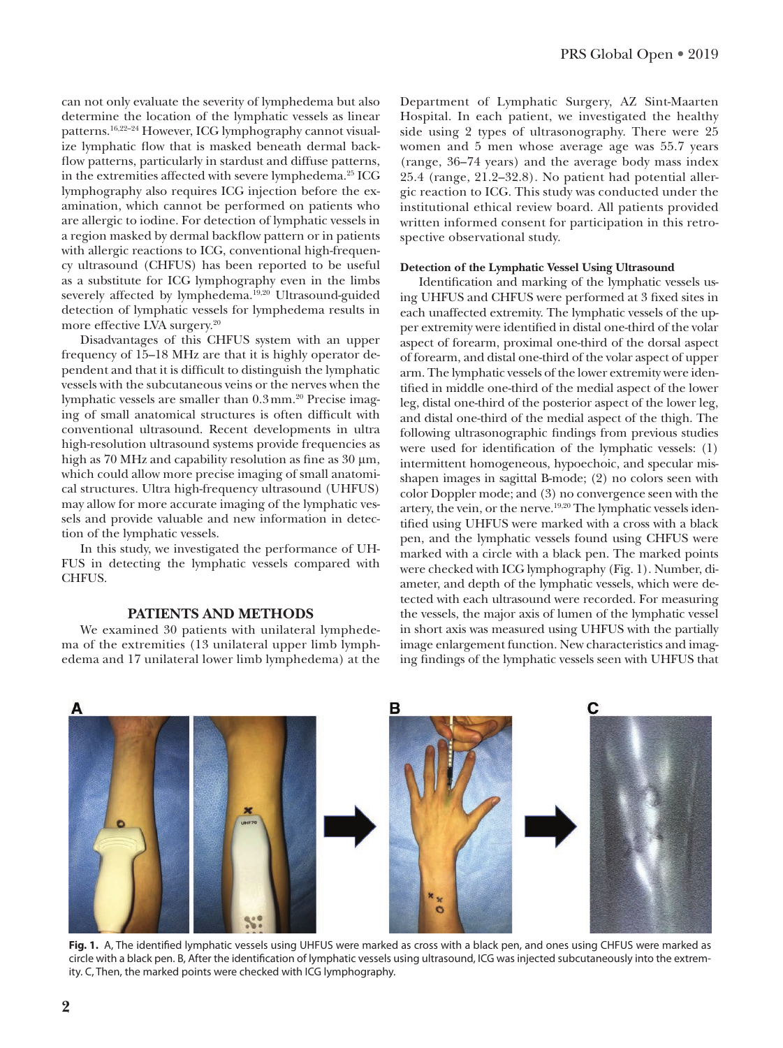can not only evaluate the severity of lymphedema but also determine the location of the lymphatic vessels as linear patterns.[16,22–24] However, ICG lymphography cannot visualize lymphatic flow that is masked beneath dermal backflow patterns, particularly in stardust and diffuse patterns, in the extremities affected with severe lymphedema.[25] ICG lymphography also requires ICG injection before the examination, which cannot be performed on patients who are allergic to iodine. For detection of lymphatic vessels in a region masked by dermal backflow pattern or in patients with allergic reactions to ICG, conventional high-frequency ultrasound (CHFUS) has been reported to be useful as a substitute for ICG lymphography even in the limbs severely affected by lymphedema.[19,20] Ultrasound-guided detection of lymphatic vessels for lymphedema results in more effective LVA surgery.[20]

Disadvantages of this CHFUS system with an upper frequency of 15–18 MHz are that it is highly operator dependent and that it is difficult to distinguish the lymphatic vessels with the subcutaneous veins or the nerves when the lymphatic vessels are smaller than 0.3 mm.[20] Precise imaging of small anatomical structures is often difficult with conventional ultrasound. Recent developments in ultra high-resolution ultrasound systems provide frequencies as high as 70 MHz and capability resolution as fine as 30 μm, which could allow more precise imaging of small anatomical structures. Ultra high-frequency ultrasound (UHFUS) may allow for more accurate imaging of the lymphatic vessels and provide valuable and new information in detection of the lymphatic vessels.

In this study, we investigated the performance of UHFUS in detecting the lymphatic vessels compared with CHFUS.

## PATIENTS AND METHODS

We examined 30 patients with unilateral lymphedema of the extremities (13 unilateral upper limb lymphedema and 17 unilateral lower limb lymphedema) at the Department of Lymphatic Surgery, AZ Sint-Maarten Hospital. In each patient, we investigated the healthy side using 2 types of ultrasonography. There were 25 women and 5 men whose average age was 55.7 years (range, 36–74 years) and the average body mass index 25.4 (range, 21.2–32.8). No patient had potential allergic reaction to ICG. This study was conducted under the institutional ethical review board. All patients provided written informed consent for participation in this retrospective observational study.

### Detection of the Lymphatic Vessel Using Ultrasound

Identification and marking of the lymphatic vessels using UHFUS and CHFUS were performed at 3 fixed sites in each unaffected extremity. The lymphatic vessels of the upper extremity were identified in distal one-third of the volar aspect of forearm, proximal one-third of the dorsal aspect of forearm, and distal one-third of the volar aspect of upper arm. The lymphatic vessels of the lower extremity were identified in middle one-third of the medial aspect of the lower leg, distal one-third of the posterior aspect of the lower leg, and distal one-third of the medial aspect of the thigh. The following ultrasonographic findings from previous studies were used for identification of the lymphatic vessels: (1) intermittent homogeneous, hypoechoic, and specular misshapen images in sagittal B-mode; (2) no colors seen with color Doppler mode; and (3) no convergence seen with the artery, the vein, or the nerve.[19,20] The lymphatic vessels identified using UHFUS were marked with a cross with a black pen, and the lymphatic vessels found using CHFUS were marked with a circle with a black pen. The marked points were checked with ICG lymphography (Fig. 1). Number, diameter, and depth of the lymphatic vessels, which were detected with each ultrasound were recorded. For measuring the vessels, the major axis of lumen of the lymphatic vessel in short axis was measured using UHFUS with the partially image enlargement function. New characteristics and imaging findings of the lymphatic vessels seen with UHFUS that

**Fig. 1.** A, The identified lymphatic vessels using UHFUS were marked as cross with a black pen, and ones using CHFUS were marked as circle with a black pen. B, After the identification of lymphatic vessels using ultrasound, ICG was injected subcutaneously into the extremity. C, Then, the marked points were checked with ICG lymphography.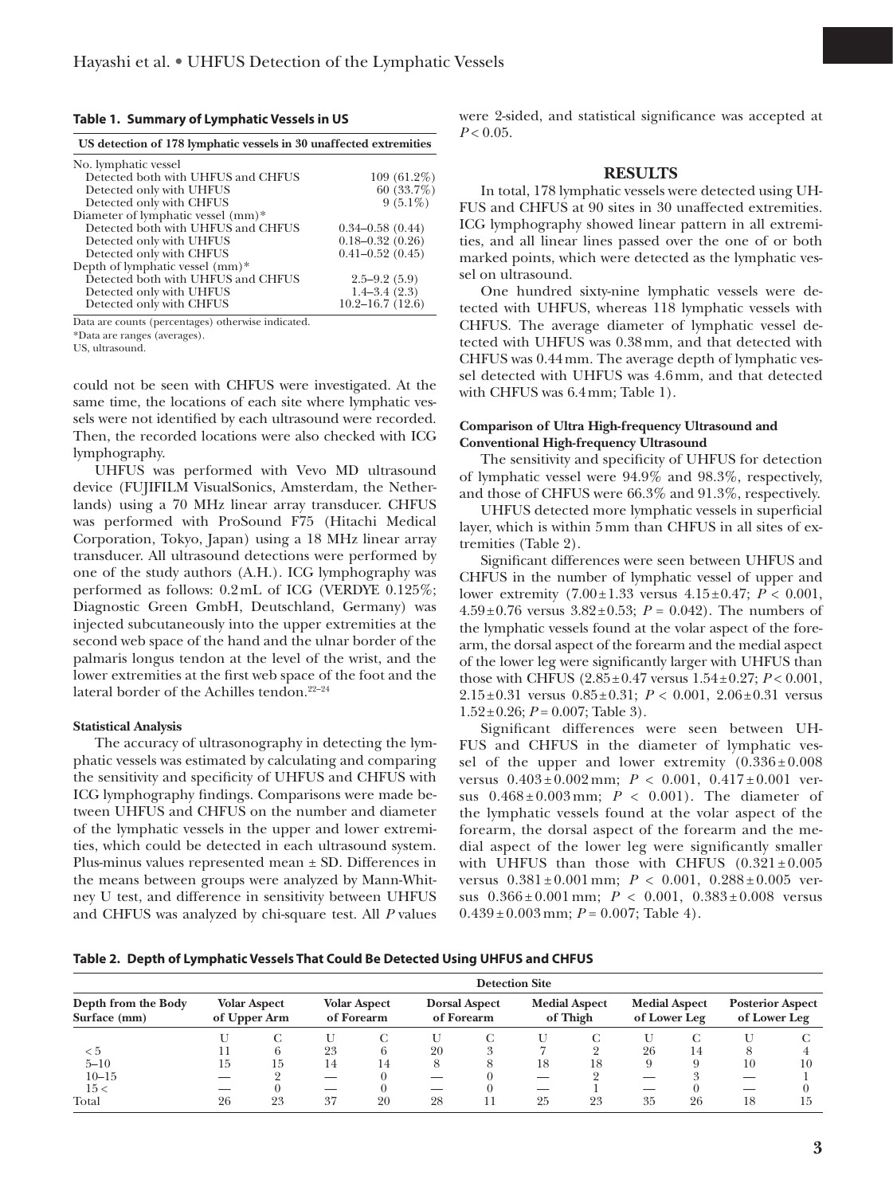**Table 1. Summary of Lymphatic Vessels in US**

| US detection of 178 lymphatic vessels in 30 unaffected extremities | |
|---|---|
| No. lymphatic vessel | |
| Detected both with UHFUS and CHFUS | 109 (61.2%) |
| Detected only with UHFUS | 60 (33.7%) |
| Detected only with CHFUS | 9 (5.1%) |
| Diameter of lymphatic vessel (mm)* | |
| Detected both with UHFUS and CHFUS | 0.34–0.58 (0.44) |
| Detected only with UHFUS | 0.18–0.32 (0.26) |
| Detected only with CHFUS | 0.41–0.52 (0.45) |
| Depth of lymphatic vessel (mm)* | |
| Detected both with UHFUS and CHFUS | 2.5–9.2 (5.9) |
| Detected only with UHFUS | 1.4–3.4 (2.3) |
| Detected only with CHFUS | 10.2–16.7 (12.6) |

Data are counts (percentages) otherwise indicated.
*Data are ranges (averages).
US, ultrasound.

could not be seen with CHFUS were investigated. At the same time, the locations of each site where lymphatic vessels were not identified by each ultrasound were recorded. Then, the recorded locations were also checked with ICG lymphography.

UHFUS was performed with Vevo MD ultrasound device (FUJIFILM VisualSonics, Amsterdam, the Netherlands) using a 70 MHz linear array transducer. CHFUS was performed with ProSound F75 (Hitachi Medical Corporation, Tokyo, Japan) using a 18 MHz linear array transducer. All ultrasound detections were performed by one of the study authors (A.H.). ICG lymphography was performed as follows: 0.2 mL of ICG (VERDYE 0.125%; Diagnostic Green GmbH, Deutschland, Germany) was injected subcutaneously into the upper extremities at the second web space of the hand and the ulnar border of the palmaris longus tendon at the level of the wrist, and the lower extremities at the first web space of the foot and the lateral border of the Achilles tendon.[22–24]

#### Statistical Analysis

The accuracy of ultrasonography in detecting the lymphatic vessels was estimated by calculating and comparing the sensitivity and specificity of UHFUS and CHFUS with ICG lymphography findings. Comparisons were made between UHFUS and CHFUS on the number and diameter of the lymphatic vessels in the upper and lower extremities, which could be detected in each ultrasound system. Plus-minus values represented mean ± SD. Differences in the means between groups were analyzed by Mann-Whitney U test, and difference in sensitivity between UHFUS and CHFUS was analyzed by chi-square test. All $P$ values were 2-sided, and statistical significance was accepted at $P < 0.05$.

## RESULTS

In total, 178 lymphatic vessels were detected using UHFUS and CHFUS at 90 sites in 30 unaffected extremities. ICG lymphography showed linear pattern in all extremities, and all linear lines passed over the one of or both marked points, which were detected as the lymphatic vessel on ultrasound.

One hundred sixty-nine lymphatic vessels were detected with UHFUS, whereas 118 lymphatic vessels with CHFUS. The average diameter of lymphatic vessel detected with UHFUS was 0.38 mm, and that detected with CHFUS was 0.44 mm. The average depth of lymphatic vessel detected with UHFUS was 4.6 mm, and that detected with CHFUS was 6.4 mm; Table 1).

#### Comparison of Ultra High-frequency Ultrasound and Conventional High-frequency Ultrasound

The sensitivity and specificity of UHFUS for detection of lymphatic vessel were 94.9% and 98.3%, respectively, and those of CHFUS were 66.3% and 91.3%, respectively.

UHFUS detected more lymphatic vessels in superficial layer, which is within 5 mm than CHFUS in all sites of extremities (Table 2).

Significant differences were seen between UHFUS and CHFUS in the number of lymphatic vessel of upper and lower extremity (7.00 ± 1.33 versus 4.15 ± 0.47; $P < 0.001$, 4.59 ± 0.76 versus 3.82 ± 0.53; $P = 0.042$). The numbers of the lymphatic vessels found at the volar aspect of the forearm, the dorsal aspect of the forearm and the medial aspect of the lower leg were significantly larger with UHFUS than those with CHFUS (2.85 ± 0.47 versus 1.54 ± 0.27; $P < 0.001$, 2.15 ± 0.31 versus 0.85 ± 0.31; $P < 0.001$, 2.06 ± 0.31 versus 1.52 ± 0.26; $P = 0.007$; Table 3).

Significant differences were seen between UHFUS and CHFUS in the diameter of lymphatic vessel of the upper and lower extremity (0.336 ± 0.008 versus 0.403 ± 0.002 mm; $P < 0.001$, 0.417 ± 0.001 versus 0.468 ± 0.003 mm; $P < 0.001$). The diameter of the lymphatic vessels found at the volar aspect of the forearm, the dorsal aspect of the forearm and the medial aspect of the lower leg were significantly smaller with UHFUS than those with CHFUS (0.321 ± 0.005 versus 0.381 ± 0.001 mm; $P < 0.001$, 0.288 ± 0.005 versus 0.366 ± 0.001 mm; $P < 0.001$, 0.383 ± 0.008 versus 0.439 ± 0.003 mm; $P = 0.007$; Table 4).

**Table 2. Depth of Lymphatic Vessels That Could Be Detected Using UHFUS and CHFUS**

| Depth from the Body Surface (mm) | Volar Aspect of Upper Arm | | Volar Aspect of Forearm | | Dorsal Aspect of Forearm | | Medial Aspect of Thigh | | Medial Aspect of Lower Leg | | Posterior Aspect of Lower Leg | |
|---|---|---|---|---|---|---|---|---|---|---|---|---|
| | U | C | U | C | U | C | U | C | U | C | U | C |
| < 5 | 11 | 6 | 23 | 6 | 20 | 3 | 7 | 2 | 26 | 14 | 8 | 4 |
| 5–10 | 15 | 15 | 14 | 14 | 8 | 8 | 18 | 18 | 9 | 9 | 10 | 10 |
| 10–15 | — | 2 | — | 0 | — | 0 | — | 2 | — | 3 | — | 1 |
| 15 < | — | 0 | — | 0 | — | 0 | — | 1 | — | 0 | — | 0 |
| Total | 26 | 23 | 37 | 20 | 28 | 11 | 25 | 23 | 35 | 26 | 18 | 15 |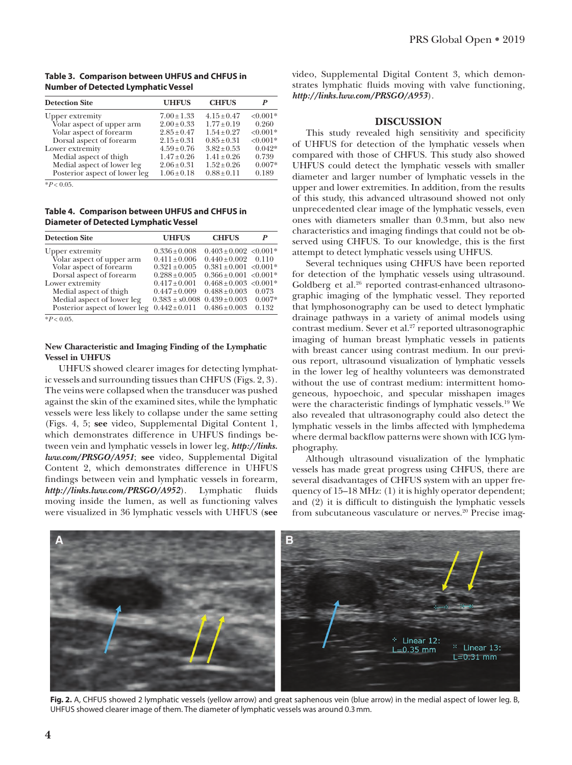**Table 3. Comparison between UHFUS and CHFUS in Number of Detected Lymphatic Vessel**

| Detection Site | UHFUS | CHFUS | P |
|---|---|---|---|
| Upper extremity | 7.00±1.33 | 4.15±0.47 | <0.001* |
| Volar aspect of upper arm | 2.00±0.33 | 1.77±0.19 | 0.260 |
| Volar aspect of forearm | 2.85±0.47 | 1.54±0.27 | <0.001* |
| Dorsal aspect of forearm | 2.15±0.31 | 0.85±0.31 | <0.001* |
| Lower extremity | 4.59±0.76 | 3.82±0.53 | 0.042* |
| Medial aspect of thigh | 1.47±0.26 | 1.41±0.26 | 0.739 |
| Medial aspect of lower leg | 2.06±0.31 | 1.52±0.26 | 0.007* |
| Posterior aspect of lower leg | 1.06±0.18 | 0.88±0.11 | 0.189 |

*$P < 0.05$.

**Table 4. Comparison between UHFUS and CHFUS in Diameter of Detected Lymphatic Vessel**

| Detection Site | UHFUS | CHFUS | P |
|---|---|---|---|
| Upper extremity | 0.336±0.008 | 0.403±0.002 | <0.001* |
| Volar aspect of upper arm | 0.411±0.006 | 0.440±0.002 | 0.110 |
| Volar aspect of forearm | 0.321±0.005 | 0.381±0.001 | <0.001* |
| Dorsal aspect of forearm | 0.288±0.005 | 0.366±0.001 | <0.001* |
| Lower extremity | 0.417±0.001 | 0.468±0.003 | <0.001* |
| Medial aspect of thigh | 0.447±0.009 | 0.488±0.003 | 0.073 |
| Medial aspect of lower leg | 0.383 ± s0.008 | 0.439±0.003 | 0.007* |
| Posterior aspect of lower leg | 0.442±0.011 | 0.486±0.003 | 0.132 |

*$P < 0.05$.

### New Characteristic and Imaging Finding of the Lymphatic Vessel in UHFUS

UHFUS showed clearer images for detecting lymphatic vessels and surrounding tissues than CHFUS (Figs. 2, 3). The veins were collapsed when the transducer was pushed against the skin of the examined sites, while the lymphatic vessels were less likely to collapse under the same setting (Figs. 4, 5; **see** video, Supplemental Digital Content 1, which demonstrates difference in UHFUS findings between vein and lymphatic vessels in lower leg, ***http://links.lww.com/PRSGO/A951***; **see** video, Supplemental Digital Content 2, which demonstrates difference in UHFUS findings between vein and lymphatic vessels in forearm, ***http://links.lww.com/PRSGO/A952***). Lymphatic fluids moving inside the lumen, as well as functioning valves were visualized in 36 lymphatic vessels with UHFUS (**see** video, Supplemental Digital Content 3, which demonstrates lymphatic fluids moving with valve functioning, ***http://links.lww.com/PRSGO/A953***).

## DISCUSSION

This study revealed high sensitivity and specificity of UHFUS for detection of the lymphatic vessels when compared with those of CHFUS. This study also showed UHFUS could detect the lymphatic vessels with smaller diameter and larger number of lymphatic vessels in the upper and lower extremities. In addition, from the results of this study, this advanced ultrasound showed not only unprecedented clear image of the lymphatic vessels, even ones with diameters smaller than 0.3mm, but also new characteristics and imaging findings that could not be observed using CHFUS. To our knowledge, this is the first attempt to detect lymphatic vessels using UHFUS.

Several techniques using CHFUS have been reported for detection of the lymphatic vessels using ultrasound. Goldberg et al.[26] reported contrast-enhanced ultrasonographic imaging of the lymphatic vessel. They reported that lymphosonography can be used to detect lymphatic drainage pathways in a variety of animal models using contrast medium. Sever et al.[27] reported ultrasonographic imaging of human breast lymphatic vessels in patients with breast cancer using contrast medium. In our previous report, ultrasound visualization of lymphatic vessels in the lower leg of healthy volunteers was demonstrated without the use of contrast medium: intermittent homogeneous, hypoechoic, and specular misshapen images were the characteristic findings of lymphatic vessels.[19] We also revealed that ultrasonography could also detect the lymphatic vessels in the limbs affected with lymphedema where dermal backflow patterns were shown with ICG lymphography.

Although ultrasound visualization of the lymphatic vessels has made great progress using CHFUS, there are several disadvantages of CHFUS system with an upper frequency of 15–18 MHz: (1) it is highly operator dependent; and (2) it is difficult to distinguish the lymphatic vessels from subcutaneous vasculature or nerves.[20] Precise imag-

**Fig. 2.** A, CHFUS showed 2 lymphatic vessels (yellow arrow) and great saphenous vein (blue arrow) in the medial aspect of lower leg. B, UHFUS showed clearer image of them. The diameter of lymphatic vessels was around 0.3 mm.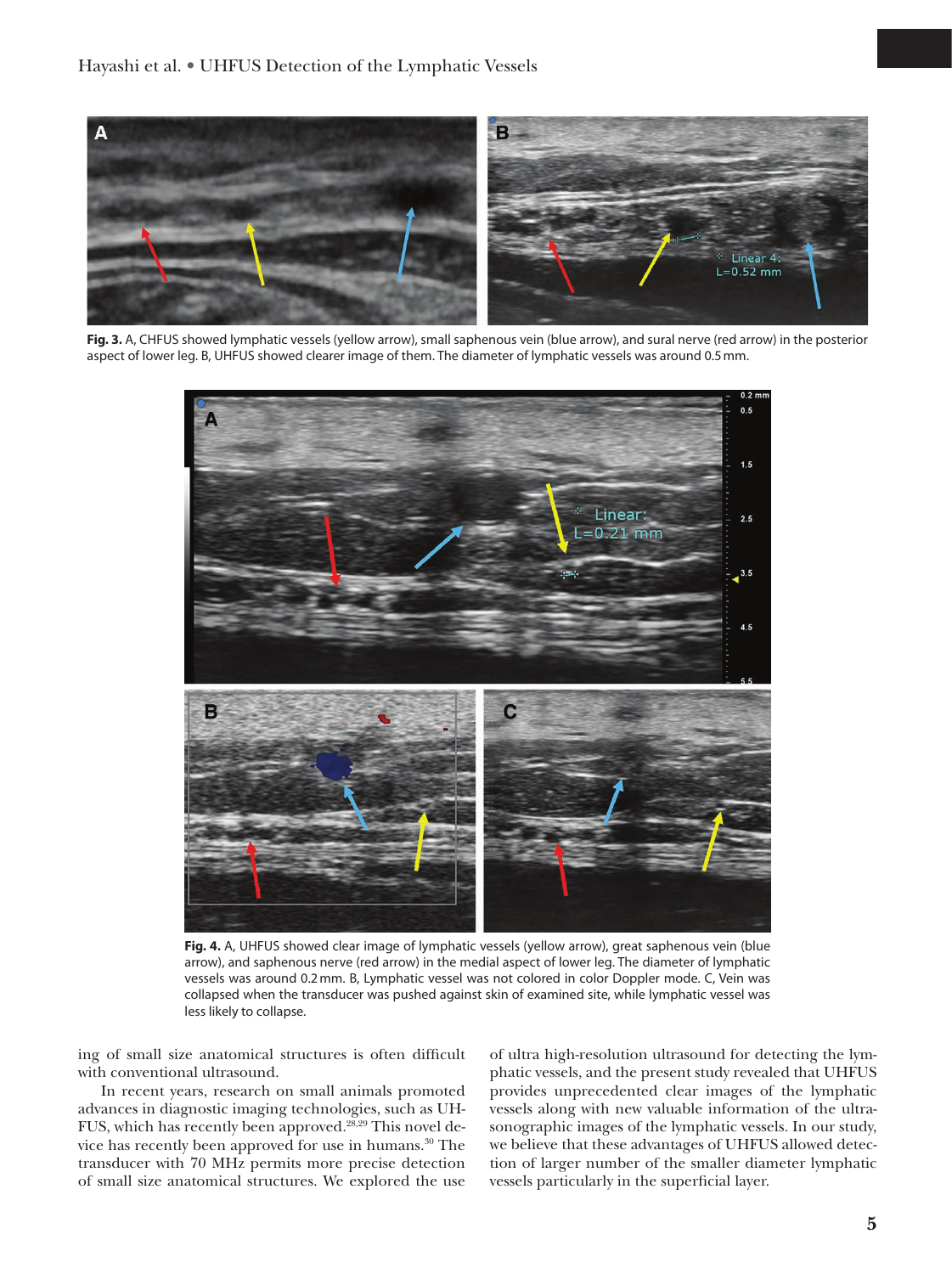**Fig. 3.** A, CHFUS showed lymphatic vessels (yellow arrow), small saphenous vein (blue arrow), and sural nerve (red arrow) in the posterior aspect of lower leg. B, UHFUS showed clearer image of them. The diameter of lymphatic vessels was around 0.5 mm.

**Fig. 4.** A, UHFUS showed clear image of lymphatic vessels (yellow arrow), great saphenous vein (blue arrow), and saphenous nerve (red arrow) in the medial aspect of lower leg. The diameter of lymphatic vessels was around 0.2 mm. B, Lymphatic vessel was not colored in color Doppler mode. C, Vein was collapsed when the transducer was pushed against skin of examined site, while lymphatic vessel was less likely to collapse.

ing of small size anatomical structures is often difficult with conventional ultrasound.

In recent years, research on small animals promoted advances in diagnostic imaging technologies, such as UHFUS, which has recently been approved.[28,29] This novel device has recently been approved for use in humans.[30] The transducer with 70 MHz permits more precise detection of small size anatomical structures. We explored the use of ultra high-resolution ultrasound for detecting the lymphatic vessels, and the present study revealed that UHFUS provides unprecedented clear images of the lymphatic vessels along with new valuable information of the ultrasonographic images of the lymphatic vessels. In our study, we believe that these advantages of UHFUS allowed detection of larger number of the smaller diameter lymphatic vessels particularly in the superficial layer.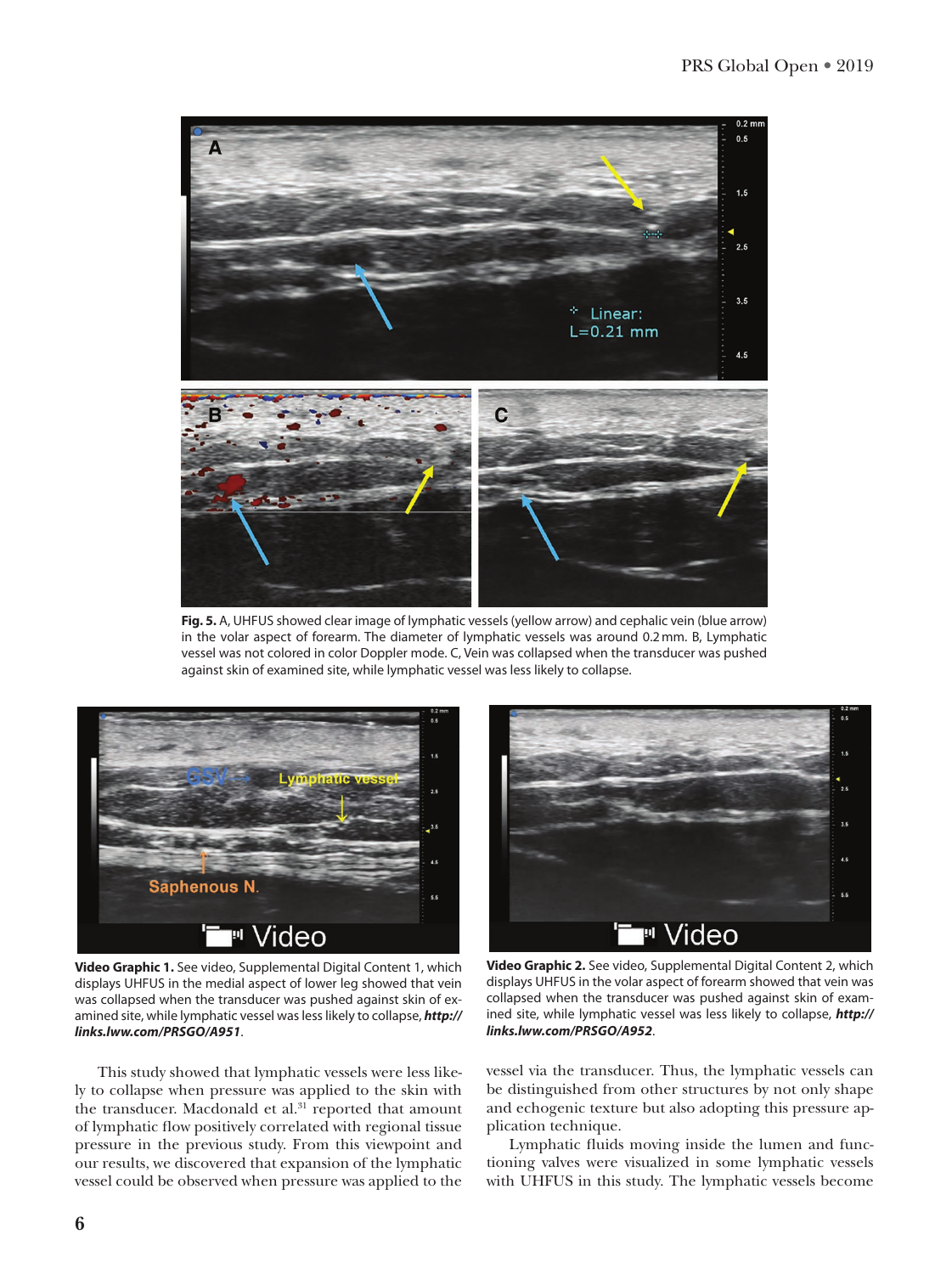**Fig. 5.** A, UHFUS showed clear image of lymphatic vessels (yellow arrow) and cephalic vein (blue arrow) in the volar aspect of forearm. The diameter of lymphatic vessels was around 0.2 mm. B, Lymphatic vessel was not colored in color Doppler mode. C, Vein was collapsed when the transducer was pushed against skin of examined site, while lymphatic vessel was less likely to collapse.

**Video Graphic 1.** See video, Supplemental Digital Content 1, which displays UHFUS in the medial aspect of lower leg showed that vein was collapsed when the transducer was pushed against skin of examined site, while lymphatic vessel was less likely to collapse, ***http://links.lww.com/PRSGO/A951***.

**Video Graphic 2.** See video, Supplemental Digital Content 2, which displays UHFUS in the volar aspect of forearm showed that vein was collapsed when the transducer was pushed against skin of examined site, while lymphatic vessel was less likely to collapse, ***http://links.lww.com/PRSGO/A952***.

This study showed that lymphatic vessels were less likely to collapse when pressure was applied to the skin with the transducer. Macdonald et al.[31] reported that amount of lymphatic flow positively correlated with regional tissue pressure in the previous study. From this viewpoint and our results, we discovered that expansion of the lymphatic vessel could be observed when pressure was applied to the vessel via the transducer. Thus, the lymphatic vessels can be distinguished from other structures by not only shape and echogenic texture but also adopting this pressure application technique.

Lymphatic fluids moving inside the lumen and functioning valves were visualized in some lymphatic vessels with UHFUS in this study. The lymphatic vessels become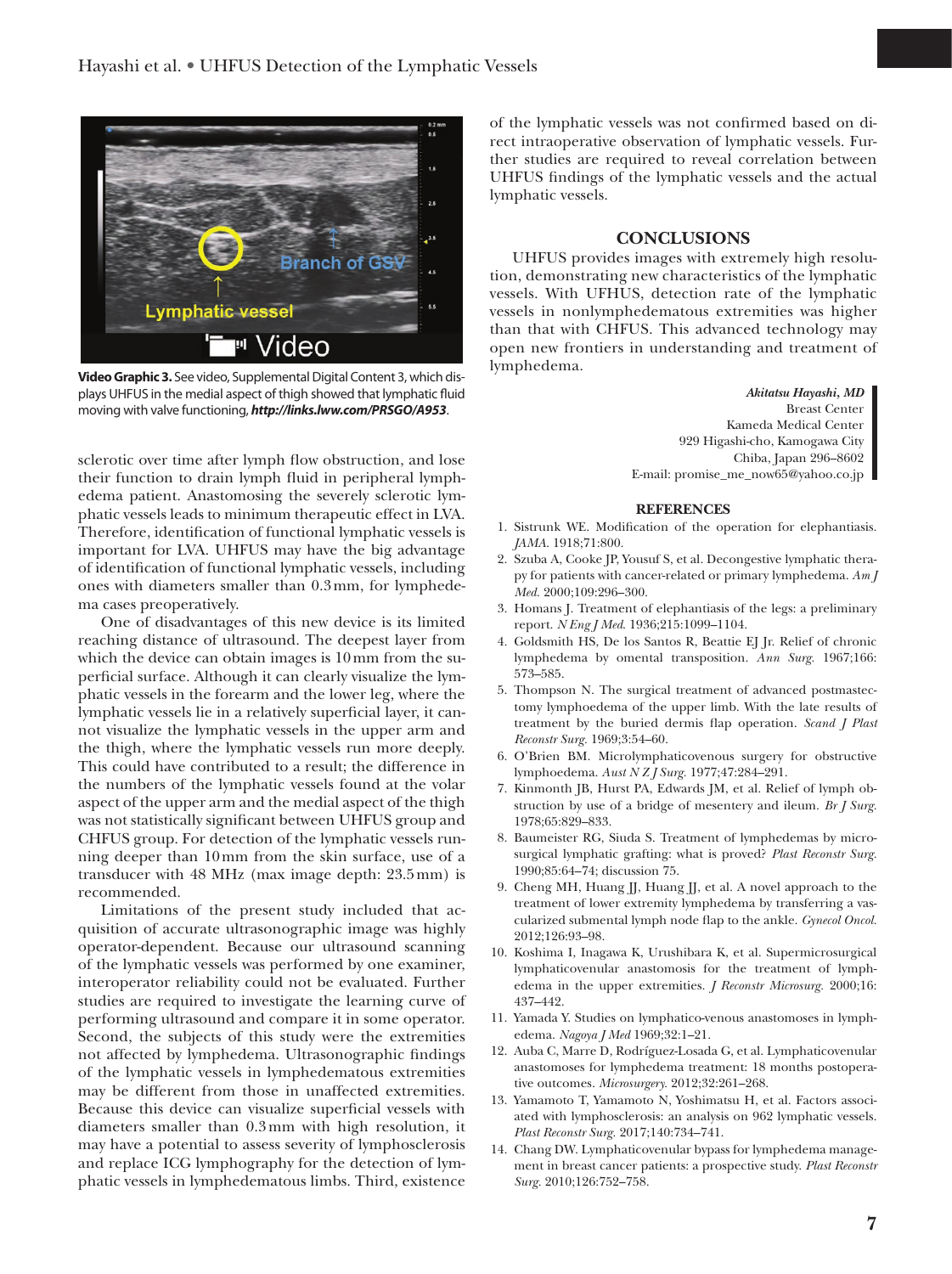**Video Graphic 3.** See video, Supplemental Digital Content 3, which displays UHFUS in the medial aspect of thigh showed that lymphatic fluid moving with valve functioning, ***http://links.lww.com/PRSGO/A953***.

sclerotic over time after lymph flow obstruction, and lose their function to drain lymph fluid in peripheral lymphedema patient. Anastomosing the severely sclerotic lymphatic vessels leads to minimum therapeutic effect in LVA. Therefore, identification of functional lymphatic vessels is important for LVA. UHFUS may have the big advantage of identification of functional lymphatic vessels, including ones with diameters smaller than 0.3 mm, for lymphedema cases preoperatively.

One of disadvantages of this new device is its limited reaching distance of ultrasound. The deepest layer from which the device can obtain images is 10 mm from the superficial surface. Although it can clearly visualize the lymphatic vessels in the forearm and the lower leg, where the lymphatic vessels lie in a relatively superficial layer, it cannot visualize the lymphatic vessels in the upper arm and the thigh, where the lymphatic vessels run more deeply. This could have contributed to a result; the difference in the numbers of the lymphatic vessels found at the volar aspect of the upper arm and the medial aspect of the thigh was not statistically significant between UHFUS group and CHFUS group. For detection of the lymphatic vessels running deeper than 10 mm from the skin surface, use of a transducer with 48 MHz (max image depth: 23.5 mm) is recommended.

Limitations of the present study included that acquisition of accurate ultrasonographic image was highly operator-dependent. Because our ultrasound scanning of the lymphatic vessels was performed by one examiner, interoperator reliability could not be evaluated. Further studies are required to investigate the learning curve of performing ultrasound and compare it in some operator. Second, the subjects of this study were the extremities not affected by lymphedema. Ultrasonographic findings of the lymphatic vessels in lymphedematous extremities may be different from those in unaffected extremities. Because this device can visualize superficial vessels with diameters smaller than 0.3 mm with high resolution, it may have a potential to assess severity of lymphosclerosis and replace ICG lymphography for the detection of lymphatic vessels in lymphedematous limbs. Third, existence of the lymphatic vessels was not confirmed based on direct intraoperative observation of lymphatic vessels. Further studies are required to reveal correlation between UHFUS findings of the lymphatic vessels and the actual lymphatic vessels.

## CONCLUSIONS

UHFUS provides images with extremely high resolution, demonstrating new characteristics of the lymphatic vessels. With UHFUS, detection rate of the lymphatic vessels in nonlymphedematous extremities was higher than that with CHFUS. This advanced technology may open new frontiers in understanding and treatment of lymphedema.

*Akitatsu Hayashi, MD*
Breast Center
Kameda Medical Center
929 Higashi-cho, Kamogawa City
Chiba, Japan 296–8602
E-mail: promise_me_now65@yahoo.co.jp

## REFERENCES

1. Sistrunk WE. Modification of the operation for elephantiasis. *JAMA.* 1918;71:800.
2. Szuba A, Cooke JP, Yousuf S, et al. Decongestive lymphatic therapy for patients with cancer-related or primary lymphedema. *Am J Med.* 2000;109:296–300.
3. Homans J. Treatment of elephantiasis of the legs: a preliminary report. *N Eng J Med.* 1936;215:1099–1104.
4. Goldsmith HS, De los Santos R, Beattie EJ Jr. Relief of chronic lymphedema by omental transposition. *Ann Surg.* 1967;166:573–585.
5. Thompson N. The surgical treatment of advanced postmastectomy lymphoedema of the upper limb. With the late results of treatment by the buried dermis flap operation. *Scand J Plast Reconstr Surg.* 1969;3:54–60.
6. O'Brien BM. Microlymphaticovenous surgery for obstructive lymphoedema. *Aust N Z J Surg.* 1977;47:284–291.
7. Kinmonth JB, Hurst PA, Edwards JM, et al. Relief of lymph obstruction by use of a bridge of mesentery and ileum. *Br J Surg.* 1978;65:829–833.
8. Baumeister RG, Siuda S. Treatment of lymphedemas by microsurgical lymphatic grafting: what is proved? *Plast Reconstr Surg.* 1990;85:64–74; discussion 75.
9. Cheng MH, Huang JJ, Huang JJ, et al. A novel approach to the treatment of lower extremity lymphedema by transferring a vascularized submental lymph node flap to the ankle. *Gynecol Oncol.* 2012;126:93–98.
10. Koshima I, Inagawa K, Urushibara K, et al. Supermicrosurgical lymphaticovenular anastomosis for the treatment of lymphedema in the upper extremities. *J Reconstr Microsurg.* 2000;16:437–442.
11. Yamada Y. Studies on lymphatico-venous anastomoses in lymphedema. *Nagoya J Med* 1969;32:1–21.
12. Auba C, Marre D, Rodríguez-Losada G, et al. Lymphaticovenular anastomoses for lymphedema treatment: 18 months postoperative outcomes. *Microsurgery.* 2012;32:261–268.
13. Yamamoto T, Yamamoto N, Yoshimatsu H, et al. Factors associated with lymphosclerosis: an analysis on 962 lymphatic vessels. *Plast Reconstr Surg.* 2017;140:734–741.
14. Chang DW. Lymphaticovenular bypass for lymphedema management in breast cancer patients: a prospective study. *Plast Reconstr Surg.* 2010;126:752–758.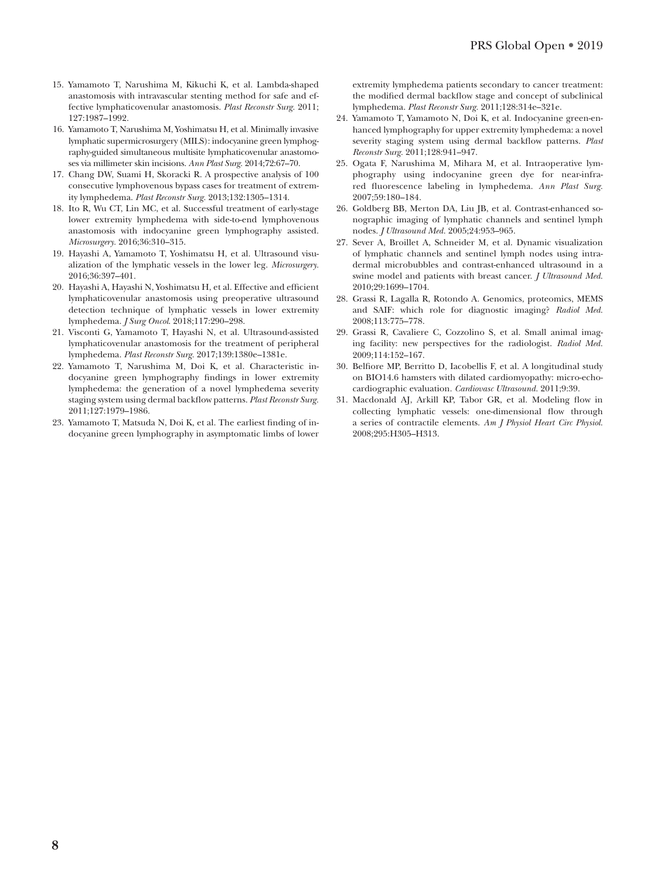15. Yamamoto T, Narushima M, Kikuchi K, et al. Lambda-shaped anastomosis with intravascular stenting method for safe and effective lymphaticovenular anastomosis. *Plast Reconstr Surg.* 2011; 127:1987–1992.
16. Yamamoto T, Narushima M, Yoshimatsu H, et al. Minimally invasive lymphatic supermicrosurgery (MILS): indocyanine green lymphography-guided simultaneous multisite lymphaticovenular anastomoses via millimeter skin incisions. *Ann Plast Surg.* 2014;72:67–70.
17. Chang DW, Suami H, Skoracki R. A prospective analysis of 100 consecutive lymphovenous bypass cases for treatment of extremity lymphedema. *Plast Reconstr Surg.* 2013;132:1305–1314.
18. Ito R, Wu CT, Lin MC, et al. Successful treatment of early-stage lower extremity lymphedema with side-to-end lymphovenous anastomosis with indocyanine green lymphography assisted. *Microsurgery.* 2016;36:310–315.
19. Hayashi A, Yamamoto T, Yoshimatsu H, et al. Ultrasound visualization of the lymphatic vessels in the lower leg. *Microsurgery.* 2016;36:397–401.
20. Hayashi A, Hayashi N, Yoshimatsu H, et al. Effective and efficient lymphaticovenular anastomosis using preoperative ultrasound detection technique of lymphatic vessels in lower extremity lymphedema. *J Surg Oncol.* 2018;117:290–298.
21. Visconti G, Yamamoto T, Hayashi N, et al. Ultrasound-assisted lymphaticovenular anastomosis for the treatment of peripheral lymphedema. *Plast Reconstr Surg.* 2017;139:1380e–1381e.
22. Yamamoto T, Narushima M, Doi K, et al. Characteristic indocyanine green lymphography findings in lower extremity lymphedema: the generation of a novel lymphedema severity staging system using dermal backflow patterns. *Plast Reconstr Surg.* 2011;127:1979–1986.
23. Yamamoto T, Matsuda N, Doi K, et al. The earliest finding of indocyanine green lymphography in asymptomatic limbs of lower extremity lymphedema patients secondary to cancer treatment: the modified dermal backflow stage and concept of subclinical lymphedema. *Plast Reconstr Surg.* 2011;128:314e–321e.
24. Yamamoto T, Yamamoto N, Doi K, et al. Indocyanine green-enhanced lymphography for upper extremity lymphedema: a novel severity staging system using dermal backflow patterns. *Plast Reconstr Surg.* 2011;128:941–947.
25. Ogata F, Narushima M, Mihara M, et al. Intraoperative lymphography using indocyanine green dye for near-infrared fluorescence labeling in lymphedema. *Ann Plast Surg.* 2007;59:180–184.
26. Goldberg BB, Merton DA, Liu JB, et al. Contrast-enhanced sonographic imaging of lymphatic channels and sentinel lymph nodes. *J Ultrasound Med.* 2005;24:953–965.
27. Sever A, Broillet A, Schneider M, et al. Dynamic visualization of lymphatic channels and sentinel lymph nodes using intradermal microbubbles and contrast-enhanced ultrasound in a swine model and patients with breast cancer. *J Ultrasound Med.* 2010;29:1699–1704.
28. Grassi R, Lagalla R, Rotondo A. Genomics, proteomics, MEMS and SAIF: which role for diagnostic imaging? *Radiol Med.* 2008;113:775–778.
29. Grassi R, Cavaliere C, Cozzolino S, et al. Small animal imaging facility: new perspectives for the radiologist. *Radiol Med.* 2009;114:152–167.
30. Belfiore MP, Berritto D, Iacobellis F, et al. A longitudinal study on BIO14.6 hamsters with dilated cardiomyopathy: micro-echocardiographic evaluation. *Cardiovasc Ultrasound.* 2011;9:39.
31. Macdonald AJ, Arkill KP, Tabor GR, et al. Modeling flow in collecting lymphatic vessels: one-dimensional flow through a series of contractile elements. *Am J Physiol Heart Circ Physiol.* 2008;295:H305–H313.